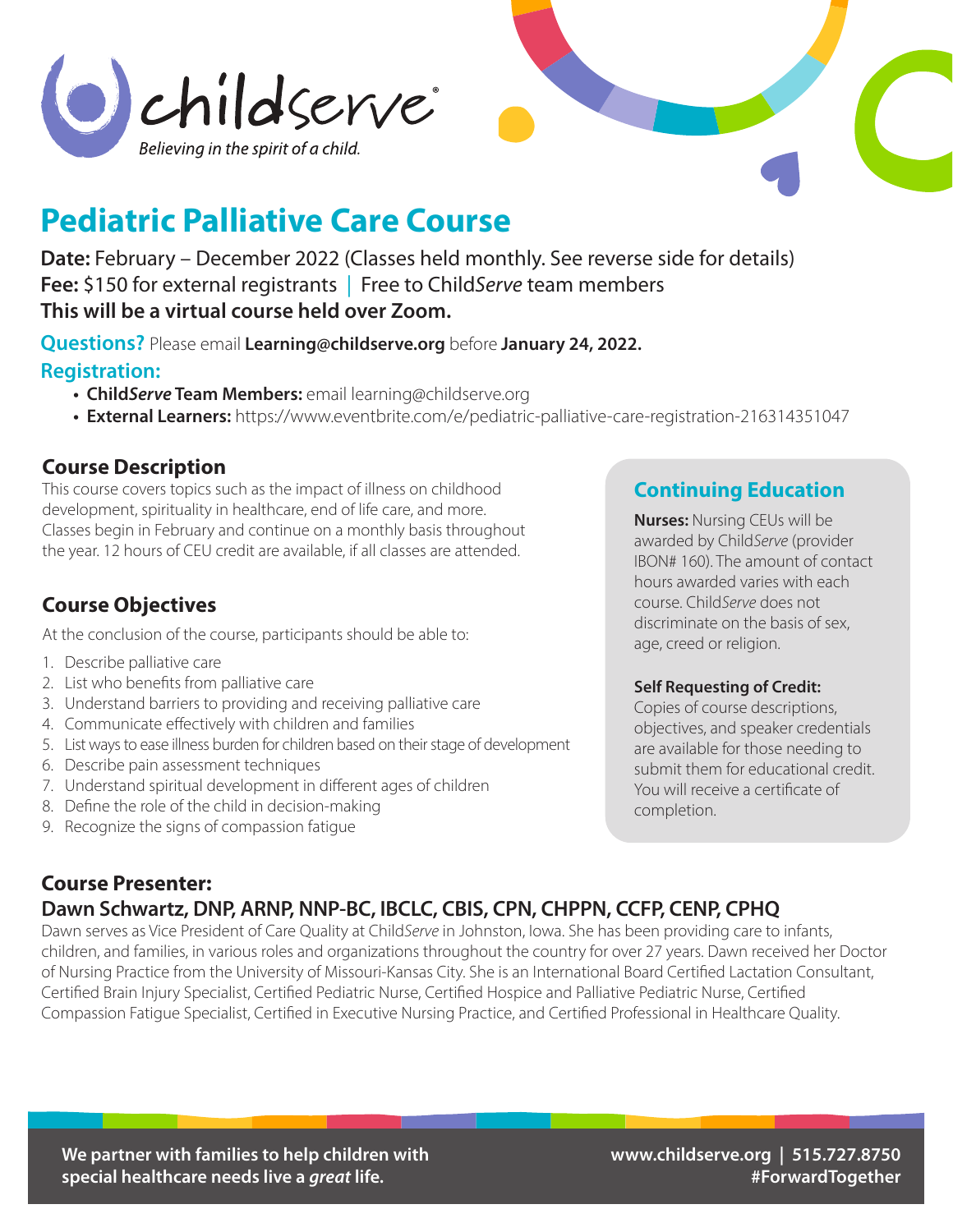childserve®

*Believing in the spirit of a child.*

# Pediatric Palliative Care Course

**Date:** February – December 2022 (Classes held monthly. See reverse side for details)
**Fee:** $150 for external registrants | Free to Child*Serve* team members
**This will be a virtual course held over Zoom.**

**Questions?** Please email **Learning@childserve.org** before **January 24, 2022.**

**Registration:**

- **Child*Serve* Team Members:** email learning@childserve.org
- **External Learners:** https://www.eventbrite.com/e/pediatric-palliative-care-registration-216314351047

## Course Description

This course covers topics such as the impact of illness on childhood development, spirituality in healthcare, end of life care, and more. Classes begin in February and continue on a monthly basis throughout the year. 12 hours of CEU credit are available, if all classes are attended.

## Course Objectives

At the conclusion of the course, participants should be able to:

1. Describe palliative care
2. List who benefits from palliative care
3. Understand barriers to providing and receiving palliative care
4. Communicate effectively with children and families
5. List ways to ease illness burden for children based on their stage of development
6. Describe pain assessment techniques
7. Understand spiritual development in different ages of children
8. Define the role of the child in decision-making
9. Recognize the signs of compassion fatigue

## Continuing Education

**Nurses:** Nursing CEUs will be awarded by Child*Serve* (provider IBON# 160). The amount of contact hours awarded varies with each course. Child*Serve* does not discriminate on the basis of sex, age, creed or religion.

**Self Requesting of Credit:**
Copies of course descriptions, objectives, and speaker credentials are available for those needing to submit them for educational credit. You will receive a certificate of completion.

## Course Presenter:

### Dawn Schwartz, DNP, ARNP, NNP-BC, IBCLC, CBIS, CPN, CHPPN, CCFP, CENP, CPHQ

Dawn serves as Vice President of Care Quality at Child*Serve* in Johnston, Iowa. She has been providing care to infants, children, and families, in various roles and organizations throughout the country for over 27 years. Dawn received her Doctor of Nursing Practice from the University of Missouri-Kansas City. She is an International Board Certified Lactation Consultant, Certified Brain Injury Specialist, Certified Pediatric Nurse, Certified Hospice and Palliative Pediatric Nurse, Certified Compassion Fatigue Specialist, Certified in Executive Nursing Practice, and Certified Professional in Healthcare Quality.

**We partner with families to help children with special healthcare needs live a *great* life.**

**www.childserve.org | 515.727.8750**
**#ForwardTogether**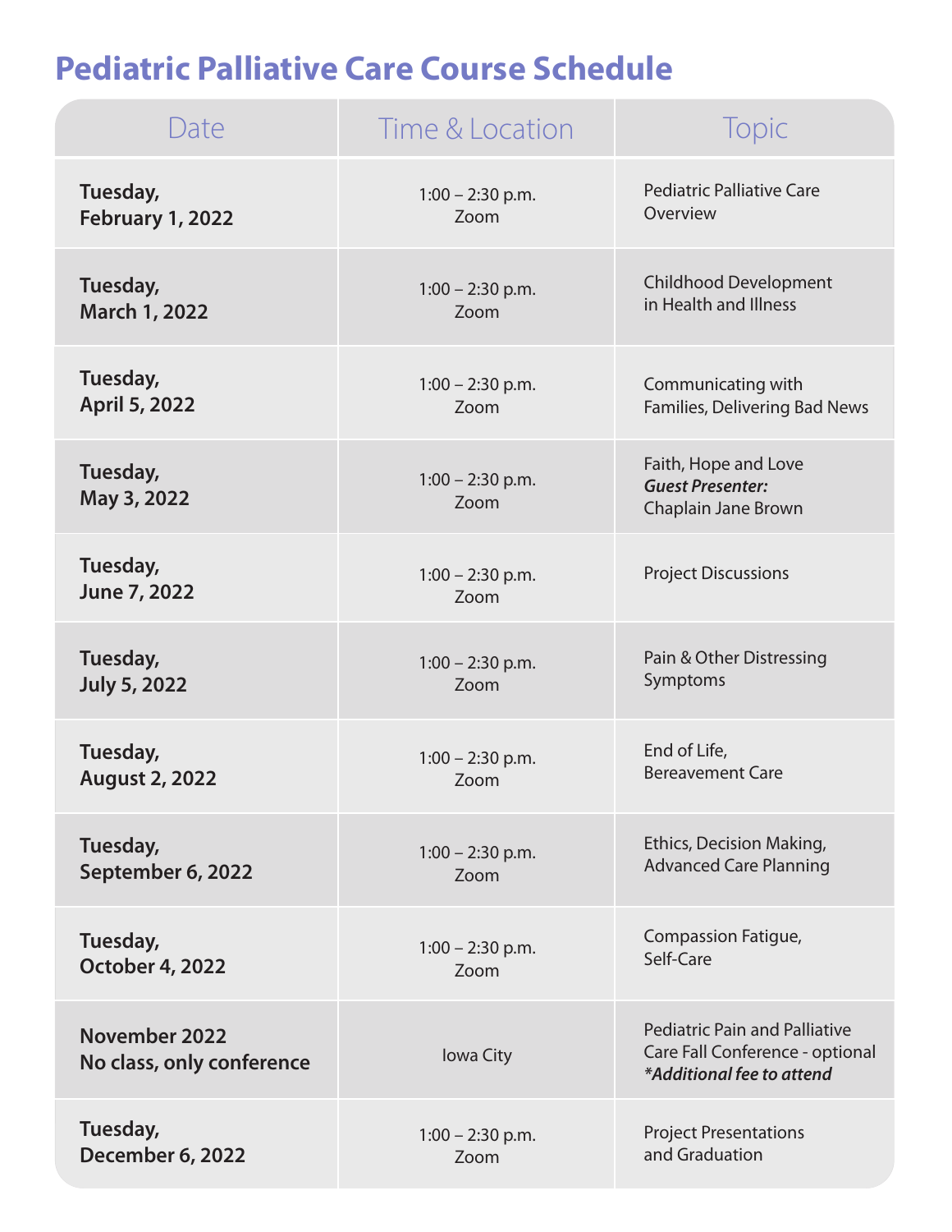# Pediatric Palliative Care Course Schedule

| Date | Time & Location | Topic |
|---|---|---|
| **Tuesday, February 1, 2022** | 1:00 – 2:30 p.m. Zoom | Pediatric Palliative Care Overview |
| **Tuesday, March 1, 2022** | 1:00 – 2:30 p.m. Zoom | Childhood Development in Health and Illness |
| **Tuesday, April 5, 2022** | 1:00 – 2:30 p.m. Zoom | Communicating with Families, Delivering Bad News |
| **Tuesday, May 3, 2022** | 1:00 – 2:30 p.m. Zoom | Faith, Hope and Love ***Guest Presenter:*** Chaplain Jane Brown |
| **Tuesday, June 7, 2022** | 1:00 – 2:30 p.m. Zoom | Project Discussions |
| **Tuesday, July 5, 2022** | 1:00 – 2:30 p.m. Zoom | Pain & Other Distressing Symptoms |
| **Tuesday, August 2, 2022** | 1:00 – 2:30 p.m. Zoom | End of Life, Bereavement Care |
| **Tuesday, September 6, 2022** | 1:00 – 2:30 p.m. Zoom | Ethics, Decision Making, Advanced Care Planning |
| **Tuesday, October 4, 2022** | 1:00 – 2:30 p.m. Zoom | Compassion Fatigue, Self-Care |
| **November 2022 No class, only conference** | Iowa City | Pediatric Pain and Palliative Care Fall Conference - optional ***Additional fee to attend** |
| **Tuesday, December 6, 2022** | 1:00 – 2:30 p.m. Zoom | Project Presentations and Graduation |